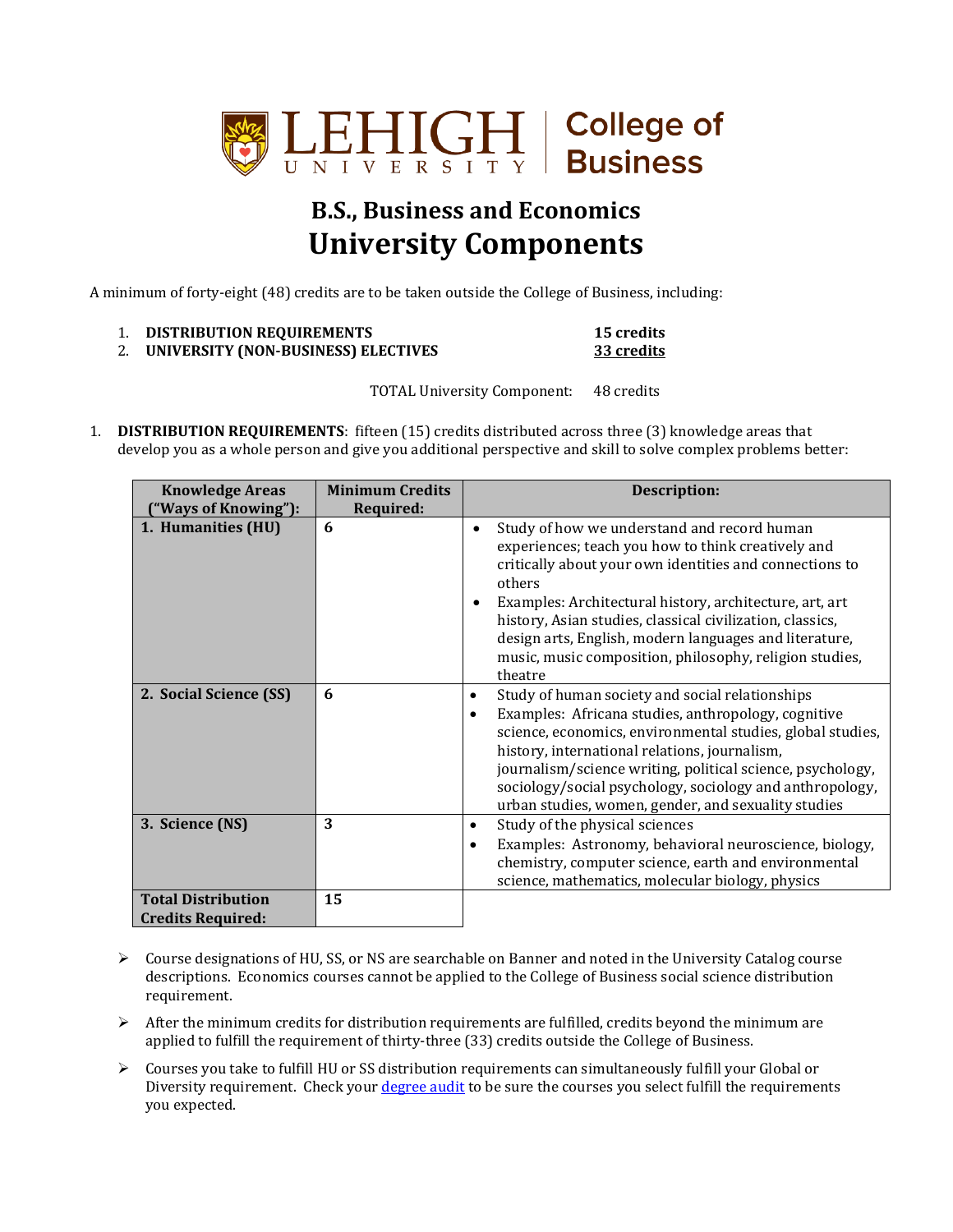LEHIGH UNIVERSITY | College of Business

# B.S., Business and Economics
# University Components

A minimum of forty-eight (48) credits are to be taken outside the College of Business, including:

1. **DISTRIBUTION REQUIREMENTS** **15 credits**
2. **UNIVERSITY (NON-BUSINESS) ELECTIVES** **33 credits**

TOTAL University Component: 48 credits

1. **DISTRIBUTION REQUIREMENTS**: fifteen (15) credits distributed across three (3) knowledge areas that develop you as a whole person and give you additional perspective and skill to solve complex problems better:

| Knowledge Areas ("Ways of Knowing"): | Minimum Credits Required: | Description: |
|---|---|---|
| **1. Humanities (HU)** | **6** | • Study of how we understand and record human experiences; teach you how to think creatively and critically about your own identities and connections to others<br>• Examples: Architectural history, architecture, art, art history, Asian studies, classical civilization, classics, design arts, English, modern languages and literature, music, music composition, philosophy, religion studies, theatre |
| **2. Social Science (SS)** | **6** | • Study of human society and social relationships<br>• Examples: Africana studies, anthropology, cognitive science, economics, environmental studies, global studies, history, international relations, journalism, journalism/science writing, political science, psychology, sociology/social psychology, sociology and anthropology, urban studies, women, gender, and sexuality studies |
| **3. Science (NS)** | **3** | • Study of the physical sciences<br>• Examples: Astronomy, behavioral neuroscience, biology, chemistry, computer science, earth and environmental science, mathematics, molecular biology, physics |
| **Total Distribution Credits Required:** | **15** | |

- Course designations of HU, SS, or NS are searchable on Banner and noted in the University Catalog course descriptions. Economics courses cannot be applied to the College of Business social science distribution requirement.
- After the minimum credits for distribution requirements are fulfilled, credits beyond the minimum are applied to fulfill the requirement of thirty-three (33) credits outside the College of Business.
- Courses you take to fulfill HU or SS distribution requirements can simultaneously fulfill your Global or Diversity requirement. Check your degree audit to be sure the courses you select fulfill the requirements you expected.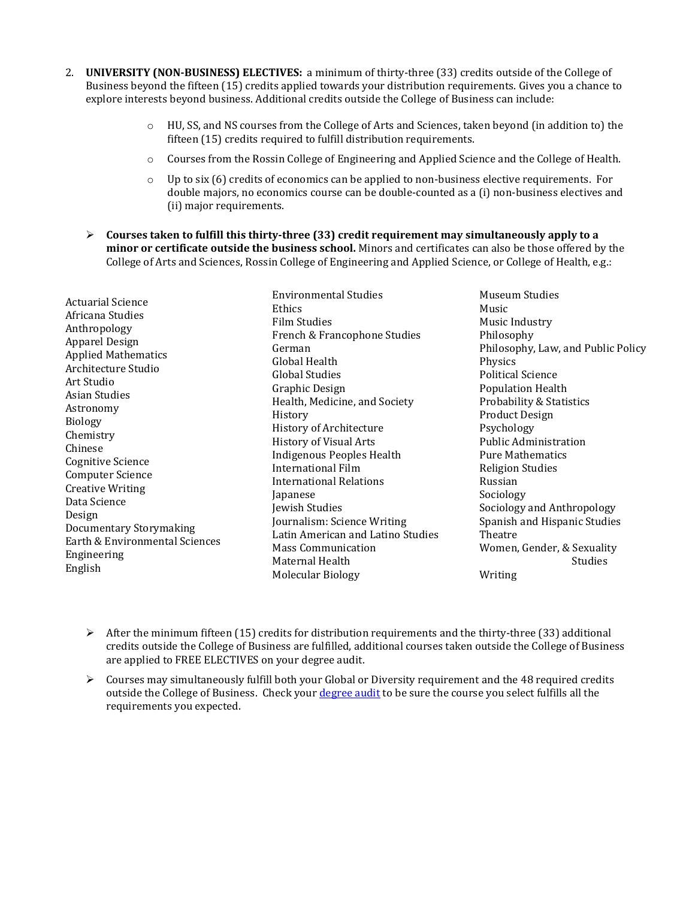2. **UNIVERSITY (NON-BUSINESS) ELECTIVES:** a minimum of thirty-three (33) credits outside of the College of Business beyond the fifteen (15) credits applied towards your distribution requirements. Gives you a chance to explore interests beyond business. Additional credits outside the College of Business can include:

   - HU, SS, and NS courses from the College of Arts and Sciences, taken beyond (in addition to) the fifteen (15) credits required to fulfill distribution requirements.
   - Courses from the Rossin College of Engineering and Applied Science and the College of Health.
   - Up to six (6) credits of economics can be applied to non-business elective requirements. For double majors, no economics course can be double-counted as a (i) non-business electives and (ii) major requirements.

- **Courses taken to fulfill this thirty-three (33) credit requirement may simultaneously apply to a minor or certificate outside the business school.** Minors and certificates can also be those offered by the College of Arts and Sciences, Rossin College of Engineering and Applied Science, or College of Health, e.g.:

Actuarial Science
Africana Studies
Anthropology
Apparel Design
Applied Mathematics
Architecture Studio
Art Studio
Asian Studies
Astronomy
Biology
Chemistry
Chinese
Cognitive Science
Computer Science
Creative Writing
Data Science
Design
Documentary Storymaking
Earth & Environmental Sciences
Engineering
English
Environmental Studies
Ethics
Film Studies
French & Francophone Studies
German
Global Health
Global Studies
Graphic Design
Health, Medicine, and Society
History
History of Architecture
History of Visual Arts
Indigenous Peoples Health
International Film
International Relations
Japanese
Jewish Studies
Journalism: Science Writing
Latin American and Latino Studies
Mass Communication
Maternal Health
Molecular Biology
Museum Studies
Music
Music Industry
Philosophy
Philosophy, Law, and Public Policy
Physics
Political Science
Population Health
Probability & Statistics
Product Design
Psychology
Public Administration
Pure Mathematics
Religion Studies
Russian
Sociology
Sociology and Anthropology
Spanish and Hispanic Studies
Theatre
Women, Gender, & Sexuality Studies
Writing

- After the minimum fifteen (15) credits for distribution requirements and the thirty-three (33) additional credits outside the College of Business are fulfilled, additional courses taken outside the College of Business are applied to FREE ELECTIVES on your degree audit.
- Courses may simultaneously fulfill both your Global or Diversity requirement and the 48 required credits outside the College of Business. Check your degree audit to be sure the course you select fulfills all the requirements you expected.